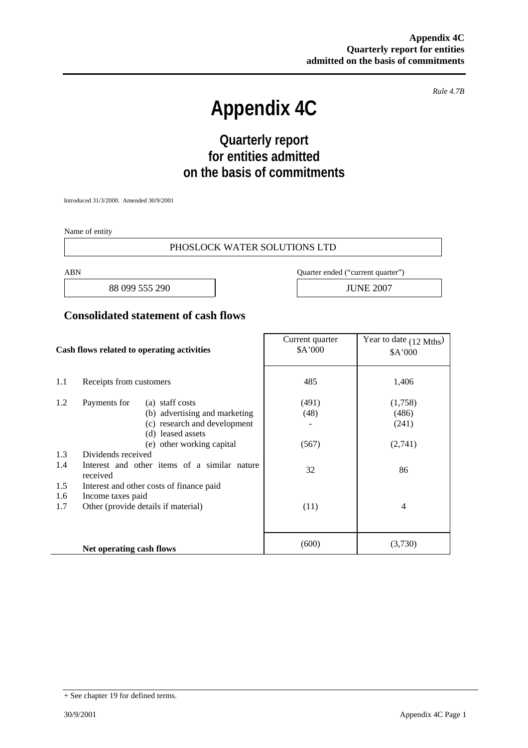*Rule 4.7B*

# Appendix 4C

## Quarterly report for entities admitted on the basis of commitments

Introduced 31/3/2000. Amended 30/9/2001

Name of entity

| PHOSLOCK WATER SOLUTIONS LTD |
|---|

| ABN | Quarter ended ("current quarter") |
|---|---|
| 88 099 555 290 | JUNE 2007 |

## Consolidated statement of cash flows

| | Cash flows related to operating activities | | Current quarter $A'000 | Year to date (12 Mths) $A'000 |
|---|---|---|---|---|
| 1.1 | Receipts from customers | | 485 | 1,406 |
| 1.2 | Payments for | (a) staff costs | (491) | (1,758) |
| | | (b) advertising and marketing | (48) | (486) |
| | | (c) research and development | - | (241) |
| | | (d) leased assets | | |
| | | (e) other working capital | (567) | (2,741) |
| 1.3 | Dividends received | | | |
| 1.4 | Interest and other items of a similar nature received | | 32 | 86 |
| 1.5 | Interest and other costs of finance paid | | | |
| 1.6 | Income taxes paid | | | |
| 1.7 | Other (provide details if material) | | (11) | 4 |
| | **Net operating cash flows** | | (600) | (3,730) |

+ See chapter 19 for defined terms.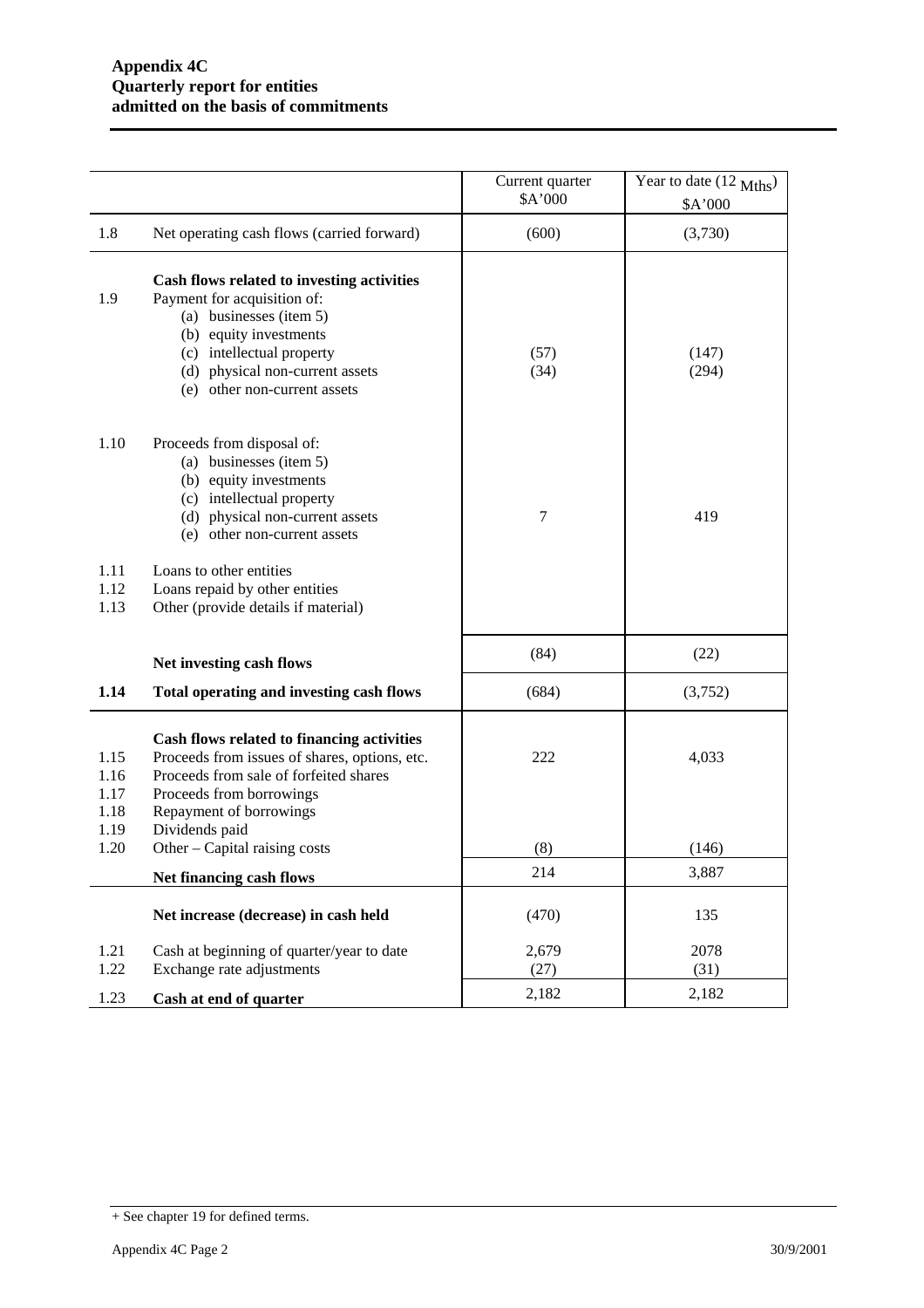**Appendix 4C**
**Quarterly report for entities**
**admitted on the basis of commitments**

| | | Current quarter $A'000 | Year to date (12 Mths) $A'000 |
|---|---|---|---|
| 1.8 | Net operating cash flows (carried forward) | (600) | (3,730) |
| | **Cash flows related to investing activities** | | |
| 1.9 | Payment for acquisition of: | | |
| | (a) businesses (item 5) | | |
| | (b) equity investments | | |
| | (c) intellectual property | (57) | (147) |
| | (d) physical non-current assets | (34) | (294) |
| | (e) other non-current assets | | |
| 1.10 | Proceeds from disposal of: | | |
| | (a) businesses (item 5) | | |
| | (b) equity investments | | |
| | (c) intellectual property | | |
| | (d) physical non-current assets | 7 | 419 |
| | (e) other non-current assets | | |
| 1.11 | Loans to other entities | | |
| 1.12 | Loans repaid by other entities | | |
| 1.13 | Other (provide details if material) | | |
| | **Net investing cash flows** | (84) | (22) |
| **1.14** | **Total operating and investing cash flows** | (684) | (3,752) |
| | **Cash flows related to financing activities** | | |
| 1.15 | Proceeds from issues of shares, options, etc. | 222 | 4,033 |
| 1.16 | Proceeds from sale of forfeited shares | | |
| 1.17 | Proceeds from borrowings | | |
| 1.18 | Repayment of borrowings | | |
| 1.19 | Dividends paid | | |
| 1.20 | Other – Capital raising costs | (8) | (146) |
| | **Net financing cash flows** | 214 | 3,887 |
| | **Net increase (decrease) in cash held** | (470) | 135 |
| 1.21 | Cash at beginning of quarter/year to date | 2,679 | 2078 |
| 1.22 | Exchange rate adjustments | (27) | (31) |
| 1.23 | **Cash at end of quarter** | 2,182 | 2,182 |

+ See chapter 19 for defined terms.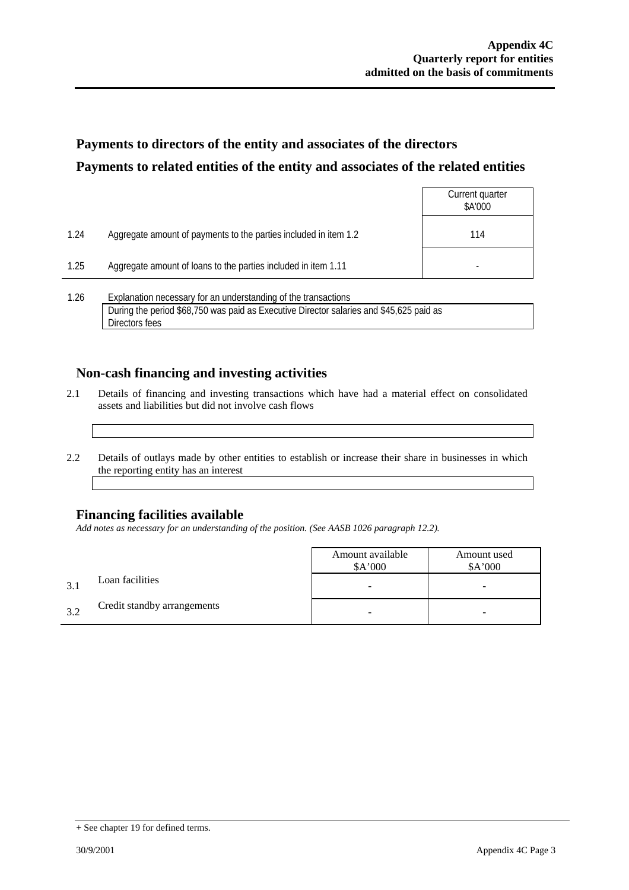## Payments to directors of the entity and associates of the directors

## Payments to related entities of the entity and associates of the related entities

| | | Current quarter $A'000 |
|---|---|---|
| 1.24 | Aggregate amount of payments to the parties included in item 1.2 | 114 |
| 1.25 | Aggregate amount of loans to the parties included in item 1.11 | - |

1.26 Explanation necessary for an understanding of the transactions

During the period $68,750 was paid as Executive Director salaries and $45,625 paid as Directors fees

## Non-cash financing and investing activities

2.1 Details of financing and investing transactions which have had a material effect on consolidated assets and liabilities but did not involve cash flows

2.2 Details of outlays made by other entities to establish or increase their share in businesses in which the reporting entity has an interest

## Financing facilities available

*Add notes as necessary for an understanding of the position. (See AASB 1026 paragraph 12.2).*

| | | Amount available $A'000 | Amount used $A'000 |
|---|---|---|---|
| 3.1 | Loan facilities | - | - |
| 3.2 | Credit standby arrangements | - | - |

+ See chapter 19 for defined terms.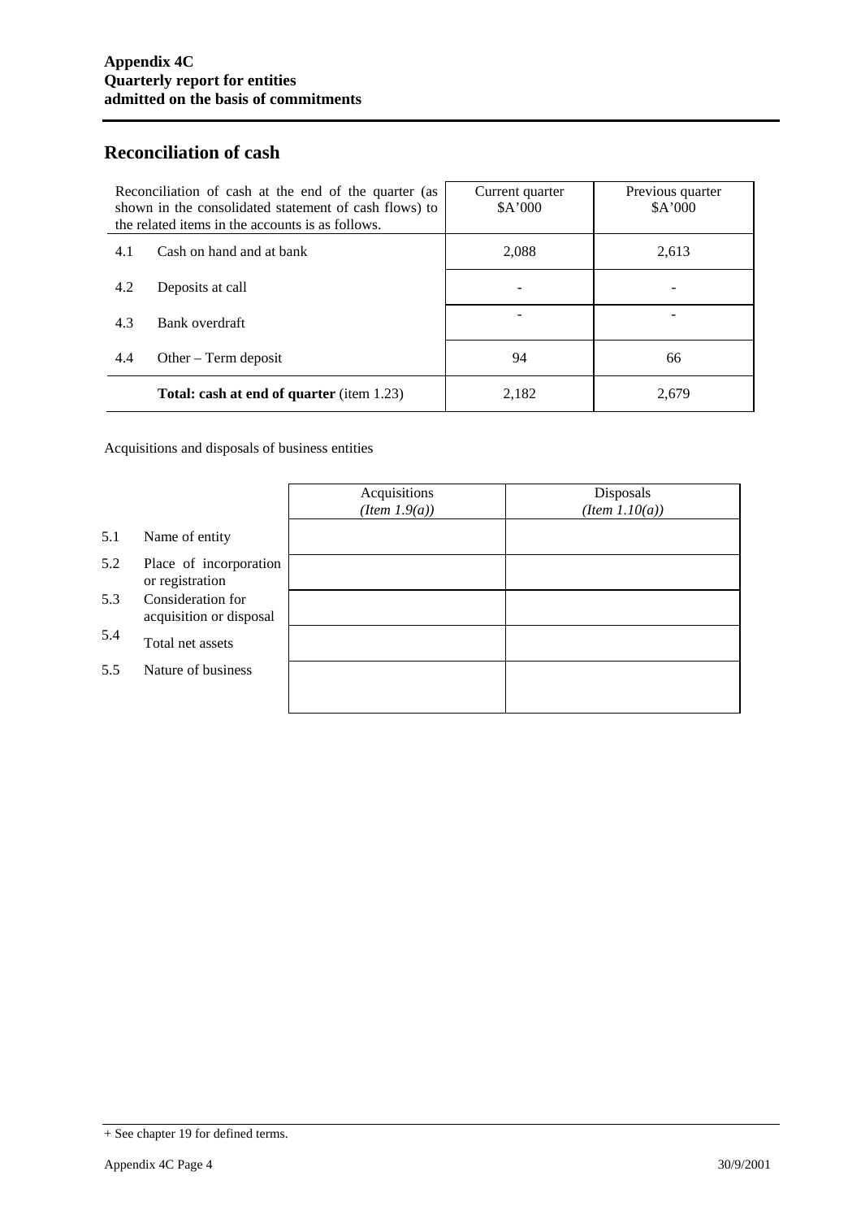**Appendix 4C**
**Quarterly report for entities**
**admitted on the basis of commitments**

## Reconciliation of cash

| Reconciliation of cash at the end of the quarter (as shown in the consolidated statement of cash flows) to the related items in the accounts is as follows. | | Current quarter $A'000 | Previous quarter $A'000 |
|---|---|---|---|
| 4.1 | Cash on hand and at bank | 2,088 | 2,613 |
| 4.2 | Deposits at call | - | - |
| 4.3 | Bank overdraft | - | - |
| 4.4 | Other – Term deposit | 94 | 66 |
| | **Total: cash at end of quarter** (item 1.23) | 2,182 | 2,679 |

Acquisitions and disposals of business entities

| | | Acquisitions *(Item 1.9(a))* | Disposals *(Item 1.10(a))* |
|---|---|---|---|
| 5.1 | Name of entity | | |
| 5.2 | Place of incorporation or registration | | |
| 5.3 | Consideration for acquisition or disposal | | |
| 5.4 | Total net assets | | |
| 5.5 | Nature of business | | |

+ See chapter 19 for defined terms.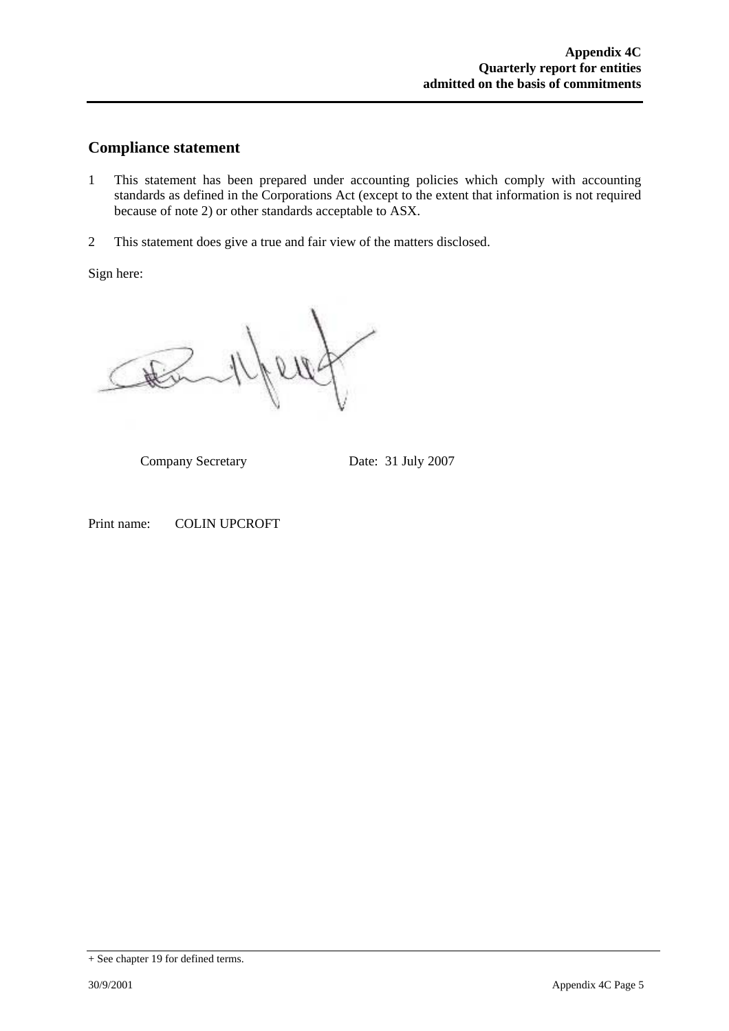## Compliance statement

1. This statement has been prepared under accounting policies which comply with accounting standards as defined in the Corporations Act (except to the extent that information is not required because of note 2) or other standards acceptable to ASX.

2. This statement does give a true and fair view of the matters disclosed.

Sign here:

Company Secretary Date: 31 July 2007

Print name: COLIN UPCROFT

+ See chapter 19 for defined terms.